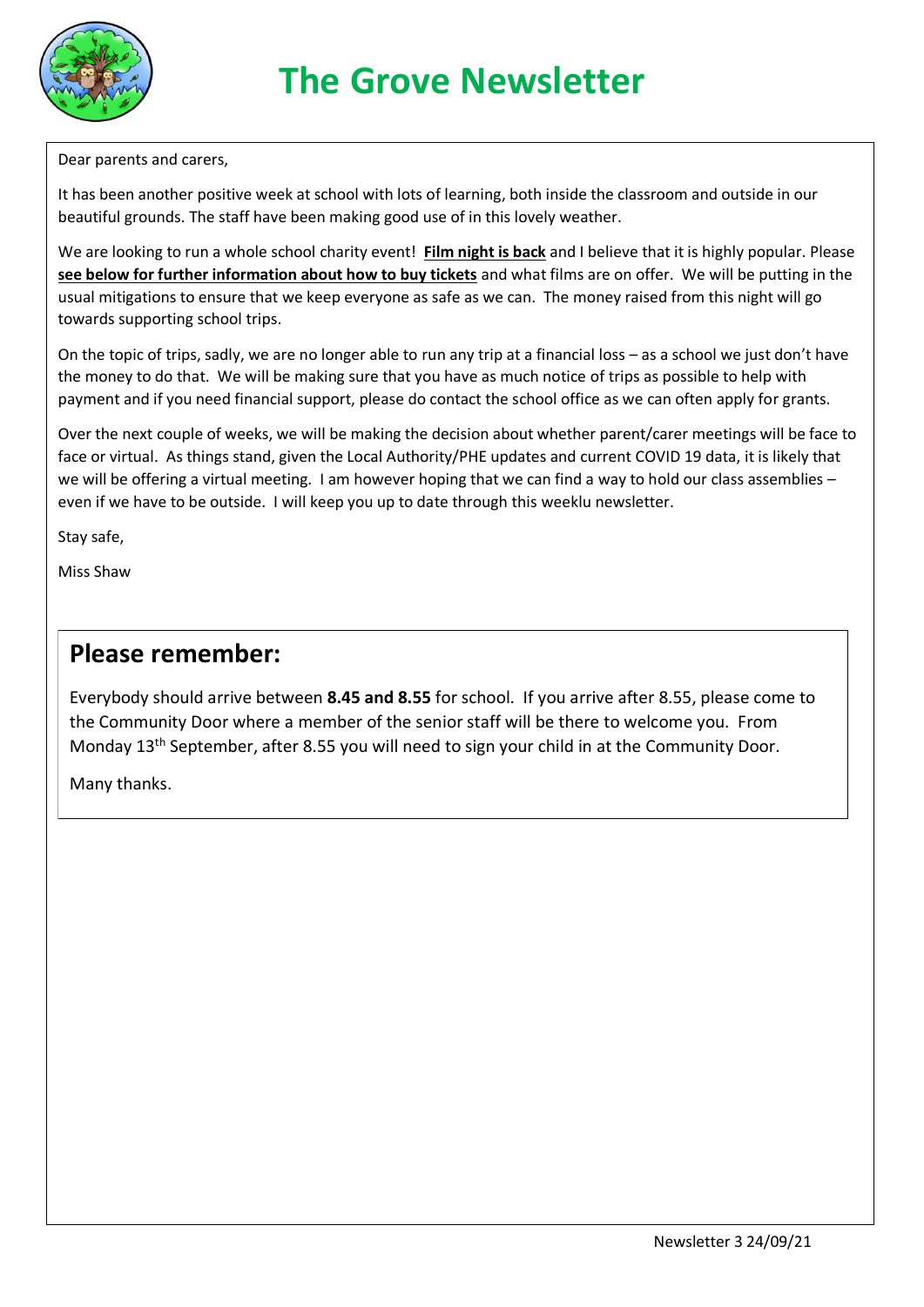# The Grove Newsletter

Dear parents and carers,

It has been another positive week at school with lots of learning, both inside the classroom and outside in our beautiful grounds. The staff have been making good use of in this lovely weather.

We are looking to run a whole school charity event! **Film night is back** and I believe that it is highly popular. Please **see below for further information about how to buy tickets** and what films are on offer. We will be putting in the usual mitigations to ensure that we keep everyone as safe as we can. The money raised from this night will go towards supporting school trips.

On the topic of trips, sadly, we are no longer able to run any trip at a financial loss – as a school we just don't have the money to do that. We will be making sure that you have as much notice of trips as possible to help with payment and if you need financial support, please do contact the school office as we can often apply for grants.

Over the next couple of weeks, we will be making the decision about whether parent/carer meetings will be face to face or virtual. As things stand, given the Local Authority/PHE updates and current COVID 19 data, it is likely that we will be offering a virtual meeting. I am however hoping that we can find a way to hold our class assemblies – even if we have to be outside. I will keep you up to date through this weeklu newsletter.

Stay safe,

Miss Shaw

## Please remember:

Everybody should arrive between **8.45 and 8.55** for school. If you arrive after 8.55, please come to the Community Door where a member of the senior staff will be there to welcome you. From Monday 13th September, after 8.55 you will need to sign your child in at the Community Door.

Many thanks.

Newsletter 3 24/09/21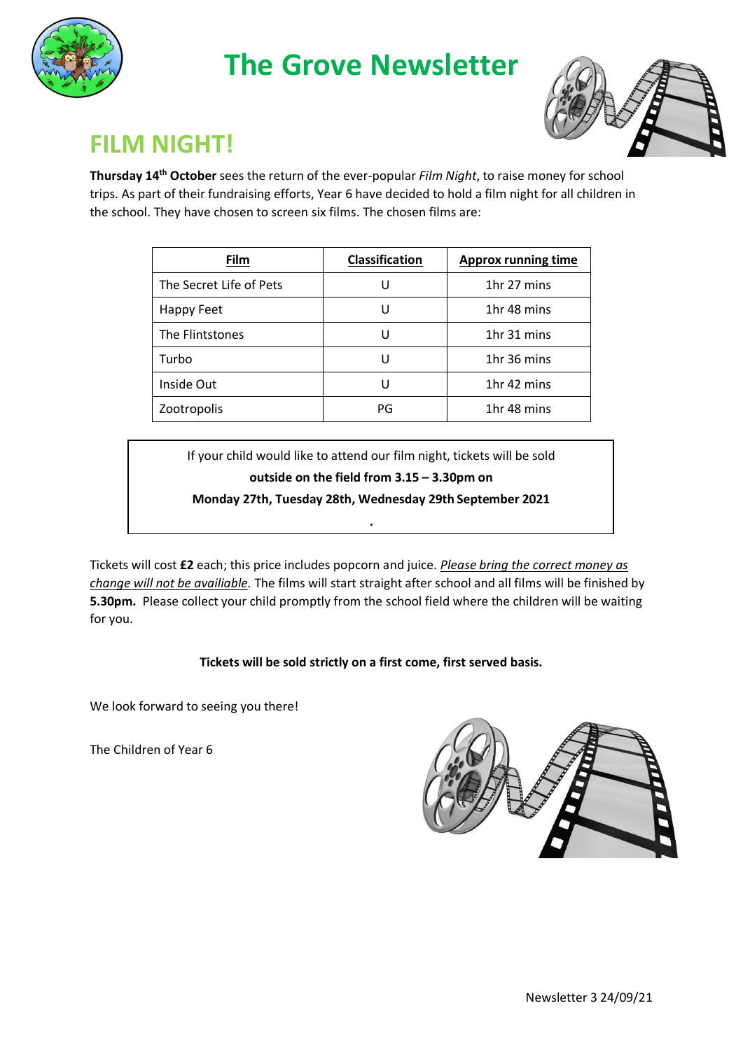# The Grove Newsletter

## FILM NIGHT!

**Thursday 14th October** sees the return of the ever-popular *Film Night*, to raise money for school trips. As part of their fundraising efforts, Year 6 have decided to hold a film night for all children in the school. They have chosen to screen six films. The chosen films are:

| Film | Classification | Approx running time |
|---|---|---|
| The Secret Life of Pets | U | 1hr 27 mins |
| Happy Feet | U | 1hr 48 mins |
| The Flintstones | U | 1hr 31 mins |
| Turbo | U | 1hr 36 mins |
| Inside Out | U | 1hr 42 mins |
| Zootropolis | PG | 1hr 48 mins |

If your child would like to attend our film night, tickets will be sold
**outside on the field from 3.15 – 3.30pm on**
**Monday 27th, Tuesday 28th, Wednesday 29th September 2021**

Tickets will cost **£2** each; this price includes popcorn and juice. *Please bring the correct money as change will not be availiable.* The films will start straight after school and all films will be finished by **5.30pm.** Please collect your child promptly from the school field where the children will be waiting for you.

**Tickets will be sold strictly on a first come, first served basis.**

We look forward to seeing you there!

The Children of Year 6

Newsletter 3 24/09/21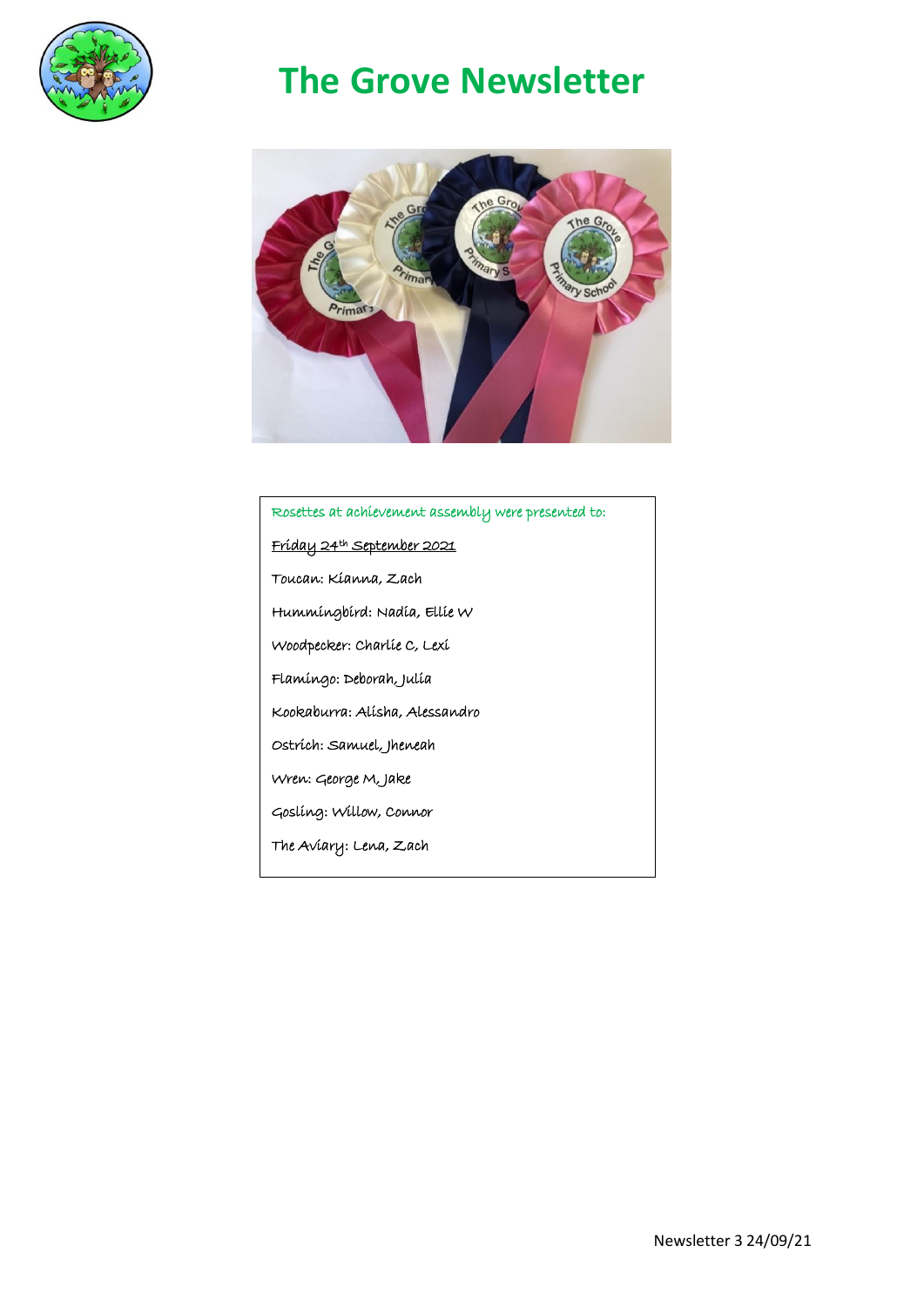# The Grove Newsletter

Rosettes at achievement assembly were presented to:

Friday 24th September 2021

Toucan: Kianna, Zach

Hummingbird: Nadia, Ellie W

Woodpecker: Charlie C, Lexi

Flamingo: Deborah, Julia

Kookaburra: Alisha, Alessandro

Ostrich: Samuel, Jheneah

Wren: George M, Jake

Gosling: Willow, Connor

The Aviary: Lena, Zach

Newsletter 3 24/09/21